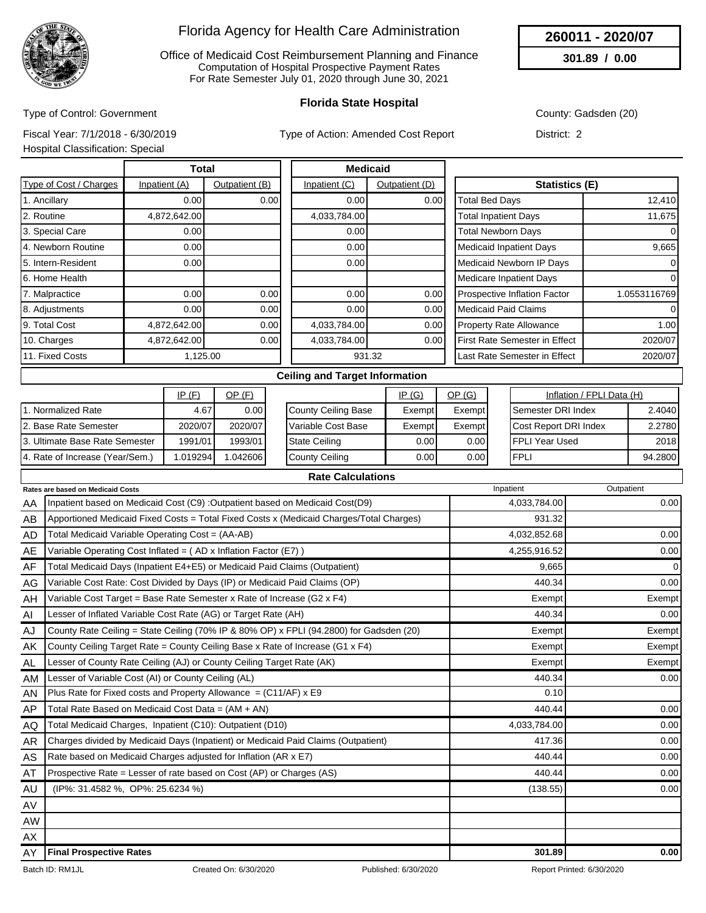# Florida Agency for Health Care Administration

Office of Medicaid Cost Reimbursement Planning and Finance
Computation of Hospital Prospective Payment Rates
For Rate Semester July 01, 2020 through June 30, 2021

**260011 - 2020/07**

**301.89 / 0.00**

## Florida State Hospital

Type of Control: Government

County: Gadsden (20)

Fiscal Year: 7/1/2018 - 6/30/2019

Type of Action: Amended Cost Report

District: 2

Hospital Classification: Special

| Type of Cost / Charges | Total Inpatient (A) | Total Outpatient (B) | Medicaid Inpatient (C) | Medicaid Outpatient (D) |
|---|---|---|---|---|
| 1. Ancillary | 0.00 | 0.00 | 0.00 | 0.00 |
| 2. Routine | 4,872,642.00 | | 4,033,784.00 | |
| 3. Special Care | 0.00 | | 0.00 | |
| 4. Newborn Routine | 0.00 | | 0.00 | |
| 5. Intern-Resident | 0.00 | | 0.00 | |
| 6. Home Health | | | | |
| 7. Malpractice | 0.00 | 0.00 | 0.00 | 0.00 |
| 8. Adjustments | 0.00 | 0.00 | 0.00 | 0.00 |
| 9. Total Cost | 4,872,642.00 | 0.00 | 4,033,784.00 | 0.00 |
| 10. Charges | 4,872,642.00 | 0.00 | 4,033,784.00 | 0.00 |
| 11. Fixed Costs | 1,125.00 | | 931.32 | |

| Statistics (E) | |
|---|---|
| Total Bed Days | 12,410 |
| Total Inpatient Days | 11,675 |
| Total Newborn Days | 0 |
| Medicaid Inpatient Days | 9,665 |
| Medicaid Newborn IP Days | 0 |
| Medicare Inpatient Days | 0 |
| Prospective Inflation Factor | 1.0553116769 |
| Medicaid Paid Claims | 0 |
| Property Rate Allowance | 1.00 |
| First Rate Semester in Effect | 2020/07 |
| Last Rate Semester in Effect | 2020/07 |

### Ceiling and Target Information

| | IP (F) | OP (F) |
|---|---|---|
| 1. Normalized Rate | 4.67 | 0.00 |
| 2. Base Rate Semester | 2020/07 | 2020/07 |
| 3. Ultimate Base Rate Semester | 1991/01 | 1993/01 |
| 4. Rate of Increase (Year/Sem.) | 1.019294 | 1.042606 |

| | IP (G) | OP (G) |
|---|---|---|
| County Ceiling Base | Exempt | Exempt |
| Variable Cost Base | Exempt | Exempt |
| State Ceiling | 0.00 | 0.00 |
| County Ceiling | 0.00 | 0.00 |

| Inflation / FPLI Data (H) | |
|---|---|
| Semester DRI Index | 2.4040 |
| Cost Report DRI Index | 2.2780 |
| FPLI Year Used | 2018 |
| FPLI | 94.2800 |

### Rate Calculations

| | Rates are based on Medicaid Costs | Inpatient | Outpatient |
|---|---|---|---|
| AA | Inpatient based on Medicaid Cost (C9) :Outpatient based on Medicaid Cost(D9) | 4,033,784.00 | 0.00 |
| AB | Apportioned Medicaid Fixed Costs = Total Fixed Costs x (Medicaid Charges/Total Charges) | 931.32 | |
| AD | Total Medicaid Variable Operating Cost = (AA-AB) | 4,032,852.68 | 0.00 |
| AE | Variable Operating Cost Inflated = ( AD x Inflation Factor (E7) ) | 4,255,916.52 | 0.00 |
| AF | Total Medicaid Days (Inpatient E4+E5) or Medicaid Paid Claims (Outpatient) | 9,665 | 0 |
| AG | Variable Cost Rate: Cost Divided by Days (IP) or Medicaid Paid Claims (OP) | 440.34 | 0.00 |
| AH | Variable Cost Target = Base Rate Semester x Rate of Increase (G2 x F4) | Exempt | Exempt |
| AI | Lesser of Inflated Variable Cost Rate (AG) or Target Rate (AH) | 440.34 | 0.00 |
| AJ | County Rate Ceiling = State Ceiling (70% IP & 80% OP) x FPLI (94.2800) for Gadsden (20) | Exempt | Exempt |
| AK | County Ceiling Target Rate = County Ceiling Base x Rate of Increase (G1 x F4) | Exempt | Exempt |
| AL | Lesser of County Rate Ceiling (AJ) or County Ceiling Target Rate (AK) | Exempt | Exempt |
| AM | Lesser of Variable Cost (AI) or County Ceiling (AL) | 440.34 | 0.00 |
| AN | Plus Rate for Fixed costs and Property Allowance = (C11/AF) x E9 | 0.10 | |
| AP | Total Rate Based on Medicaid Cost Data = (AM + AN) | 440.44 | 0.00 |
| AQ | Total Medicaid Charges, Inpatient (C10): Outpatient (D10) | 4,033,784.00 | 0.00 |
| AR | Charges divided by Medicaid Days (Inpatient) or Medicaid Paid Claims (Outpatient) | 417.36 | 0.00 |
| AS | Rate based on Medicaid Charges adjusted for Inflation (AR x E7) | 440.44 | 0.00 |
| AT | Prospective Rate = Lesser of rate based on Cost (AP) or Charges (AS) | 440.44 | 0.00 |
| AU | (IP%: 31.4582 %, OP%: 25.6234 %) | (138.55) | 0.00 |
| AV | | | |
| AW | | | |
| AX | | | |
| AY | **Final Prospective Rates** | **301.89** | **0.00** |

Batch ID: RM1JL | Created On: 6/30/2020 | Published: 6/30/2020 | Report Printed: 6/30/2020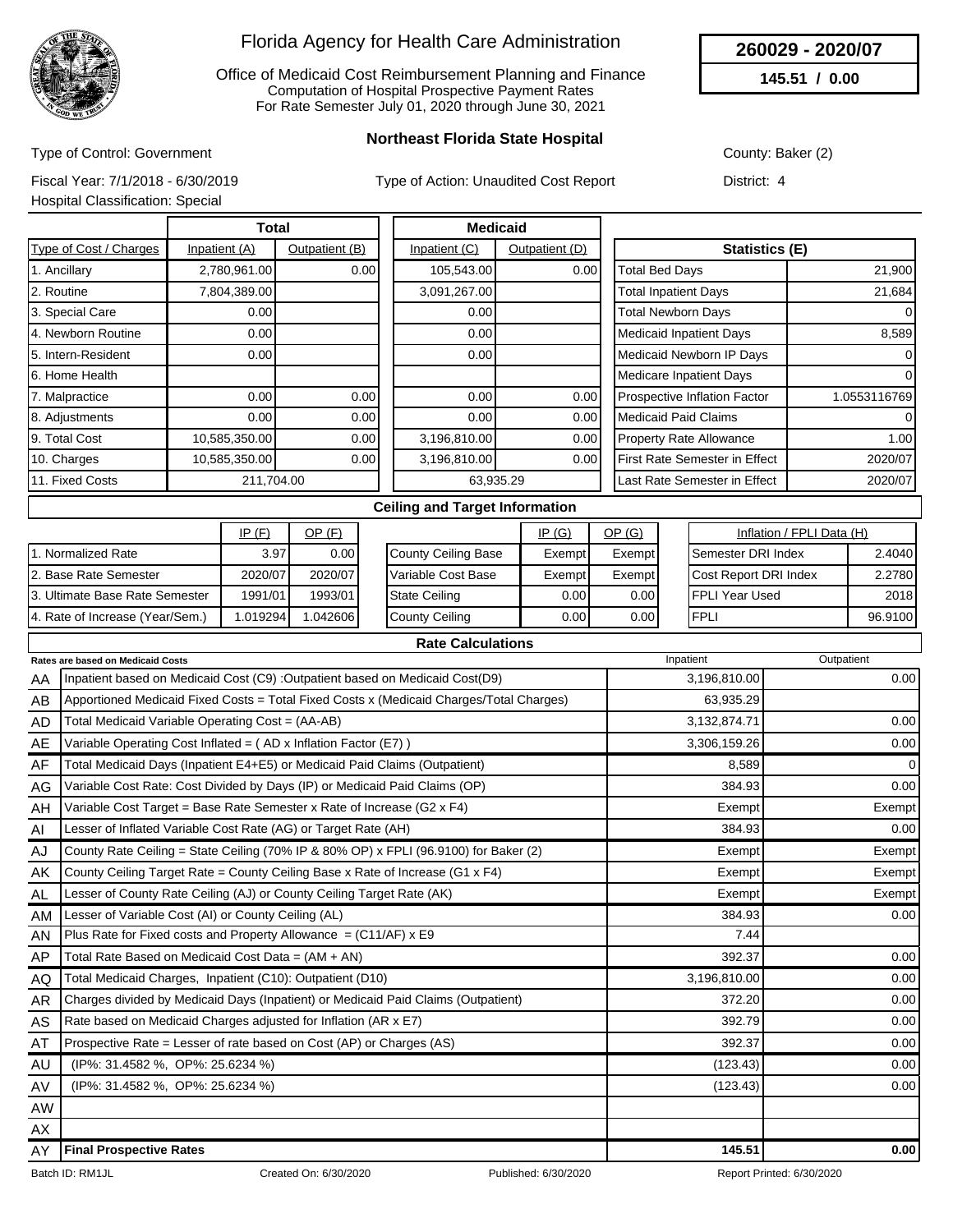# Florida Agency for Health Care Administration

Office of Medicaid Cost Reimbursement Planning and Finance
Computation of Hospital Prospective Payment Rates
For Rate Semester July 01, 2020 through June 30, 2021

**260029 - 2020/07**

**145.51 / 0.00**

## Northeast Florida State Hospital

Type of Control: Government

County: Baker (2)

Fiscal Year: 7/1/2018 - 6/30/2019

Type of Action: Unaudited Cost Report

District: 4

Hospital Classification: Special

| Type of Cost / Charges | Total Inpatient (A) | Total Outpatient (B) | Medicaid Inpatient (C) | Medicaid Outpatient (D) |
|---|---|---|---|---|
| 1. Ancillary | 2,780,961.00 | 0.00 | 105,543.00 | 0.00 |
| 2. Routine | 7,804,389.00 | | 3,091,267.00 | |
| 3. Special Care | 0.00 | | 0.00 | |
| 4. Newborn Routine | 0.00 | | 0.00 | |
| 5. Intern-Resident | 0.00 | | 0.00 | |
| 6. Home Health | | | | |
| 7. Malpractice | 0.00 | 0.00 | 0.00 | 0.00 |
| 8. Adjustments | 0.00 | 0.00 | 0.00 | 0.00 |
| 9. Total Cost | 10,585,350.00 | 0.00 | 3,196,810.00 | 0.00 |
| 10. Charges | 10,585,350.00 | 0.00 | 3,196,810.00 | 0.00 |
| 11. Fixed Costs | 211,704.00 | | 63,935.29 | |

| Statistics (E) | |
|---|---|
| Total Bed Days | 21,900 |
| Total Inpatient Days | 21,684 |
| Total Newborn Days | 0 |
| Medicaid Inpatient Days | 8,589 |
| Medicaid Newborn IP Days | 0 |
| Medicare Inpatient Days | 0 |
| Prospective Inflation Factor | 1.0553116769 |
| Medicaid Paid Claims | 0 |
| Property Rate Allowance | 1.00 |
| First Rate Semester in Effect | 2020/07 |
| Last Rate Semester in Effect | 2020/07 |

### Ceiling and Target Information

| | IP (F) | OP (F) |
|---|---|---|
| 1. Normalized Rate | 3.97 | 0.00 |
| 2. Base Rate Semester | 2020/07 | 2020/07 |
| 3. Ultimate Base Rate Semester | 1991/01 | 1993/01 |
| 4. Rate of Increase (Year/Sem.) | 1.019294 | 1.042606 |

| | IP (G) | OP (G) |
|---|---|---|
| County Ceiling Base | Exempt | Exempt |
| Variable Cost Base | Exempt | Exempt |
| State Ceiling | 0.00 | 0.00 |
| County Ceiling | 0.00 | 0.00 |

| Inflation / FPLI Data (H) | |
|---|---|
| Semester DRI Index | 2.4040 |
| Cost Report DRI Index | 2.2780 |
| FPLI Year Used | 2018 |
| FPLI | 96.9100 |

### Rate Calculations

| | Rates are based on Medicaid Costs | Inpatient | Outpatient |
|---|---|---|---|
| AA | Inpatient based on Medicaid Cost (C9) :Outpatient based on Medicaid Cost(D9) | 3,196,810.00 | 0.00 |
| AB | Apportioned Medicaid Fixed Costs = Total Fixed Costs x (Medicaid Charges/Total Charges) | 63,935.29 | |
| AD | Total Medicaid Variable Operating Cost = (AA-AB) | 3,132,874.71 | 0.00 |
| AE | Variable Operating Cost Inflated = ( AD x Inflation Factor (E7) ) | 3,306,159.26 | 0.00 |
| AF | Total Medicaid Days (Inpatient E4+E5) or Medicaid Paid Claims (Outpatient) | 8,589 | 0 |
| AG | Variable Cost Rate: Cost Divided by Days (IP) or Medicaid Paid Claims (OP) | 384.93 | 0.00 |
| AH | Variable Cost Target = Base Rate Semester x Rate of Increase (G2 x F4) | Exempt | Exempt |
| AI | Lesser of Inflated Variable Cost Rate (AG) or Target Rate (AH) | 384.93 | 0.00 |
| AJ | County Rate Ceiling = State Ceiling (70% IP & 80% OP) x FPLI (96.9100) for Baker (2) | Exempt | Exempt |
| AK | County Ceiling Target Rate = County Ceiling Base x Rate of Increase (G1 x F4) | Exempt | Exempt |
| AL | Lesser of County Rate Ceiling (AJ) or County Ceiling Target Rate (AK) | Exempt | Exempt |
| AM | Lesser of Variable Cost (AI) or County Ceiling (AL) | 384.93 | 0.00 |
| AN | Plus Rate for Fixed costs and Property Allowance = (C11/AF) x E9 | 7.44 | |
| AP | Total Rate Based on Medicaid Cost Data = (AM + AN) | 392.37 | 0.00 |
| AQ | Total Medicaid Charges, Inpatient (C10): Outpatient (D10) | 3,196,810.00 | 0.00 |
| AR | Charges divided by Medicaid Days (Inpatient) or Medicaid Paid Claims (Outpatient) | 372.20 | 0.00 |
| AS | Rate based on Medicaid Charges adjusted for Inflation (AR x E7) | 392.79 | 0.00 |
| AT | Prospective Rate = Lesser of rate based on Cost (AP) or Charges (AS) | 392.37 | 0.00 |
| AU | (IP%: 31.4582 %, OP%: 25.6234 %) | (123.43) | 0.00 |
| AV | (IP%: 31.4582 %, OP%: 25.6234 %) | (123.43) | 0.00 |
| AW | | | |
| AX | | | |
| AY | **Final Prospective Rates** | **145.51** | **0.00** |

Batch ID: RM1JL    Created On: 6/30/2020    Published: 6/30/2020    Report Printed: 6/30/2020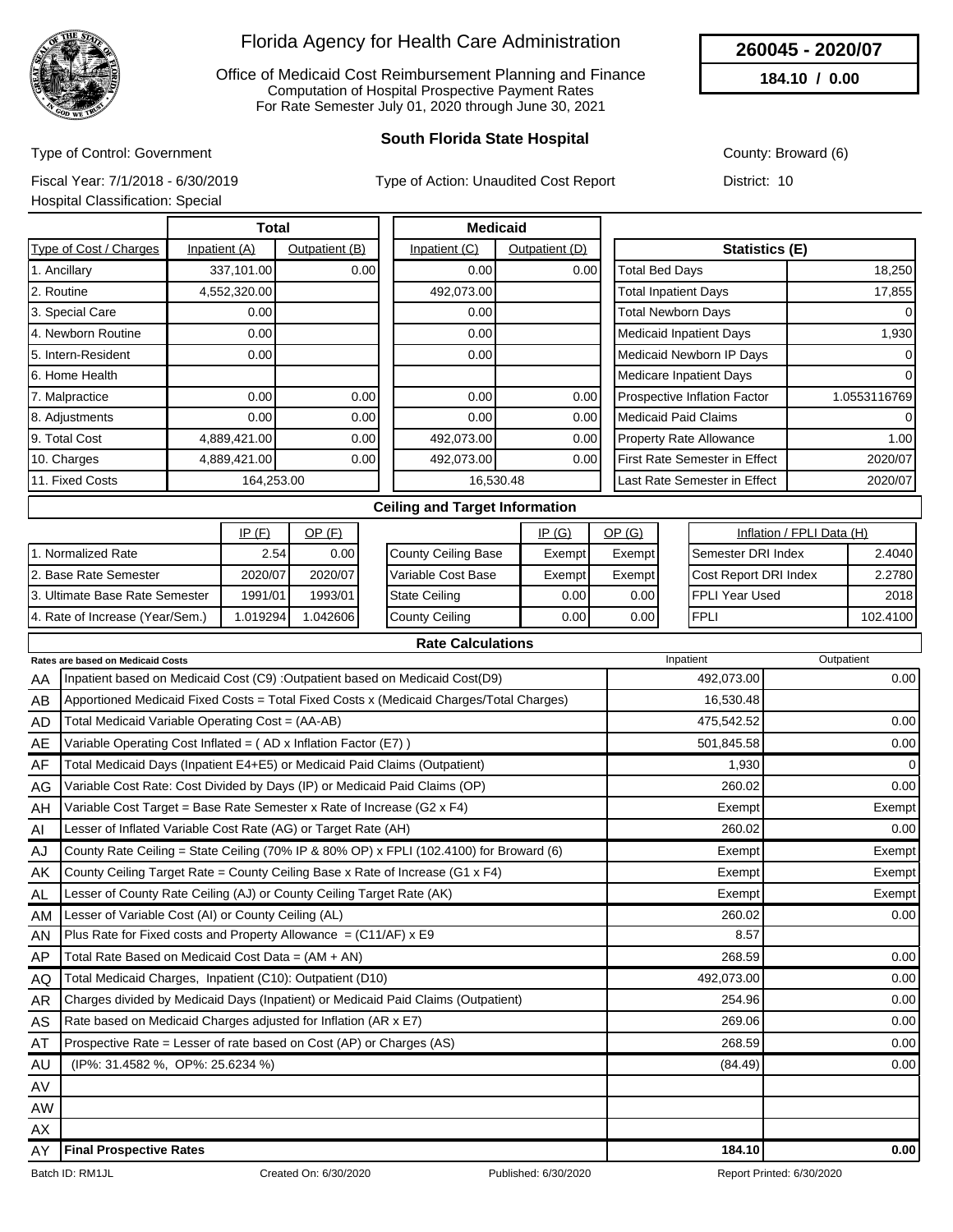# Florida Agency for Health Care Administration

Office of Medicaid Cost Reimbursement Planning and Finance
Computation of Hospital Prospective Payment Rates
For Rate Semester July 01, 2020 through June 30, 2021

**260045 - 2020/07**

**184.10 / 0.00**

## South Florida State Hospital

Type of Control: Government

County: Broward (6)

Fiscal Year: 7/1/2018 - 6/30/2019

Type of Action: Unaudited Cost Report

District: 10

Hospital Classification: Special

| Type of Cost / Charges | Total Inpatient (A) | Total Outpatient (B) | Medicaid Inpatient (C) | Medicaid Outpatient (D) |
|---|---|---|---|---|
| 1. Ancillary | 337,101.00 | 0.00 | 0.00 | 0.00 |
| 2. Routine | 4,552,320.00 | | 492,073.00 | |
| 3. Special Care | 0.00 | | 0.00 | |
| 4. Newborn Routine | 0.00 | | 0.00 | |
| 5. Intern-Resident | 0.00 | | 0.00 | |
| 6. Home Health | | | | |
| 7. Malpractice | 0.00 | 0.00 | 0.00 | 0.00 |
| 8. Adjustments | 0.00 | 0.00 | 0.00 | 0.00 |
| 9. Total Cost | 4,889,421.00 | 0.00 | 492,073.00 | 0.00 |
| 10. Charges | 4,889,421.00 | 0.00 | 492,073.00 | 0.00 |
| 11. Fixed Costs | 164,253.00 | | 16,530.48 | |

| Statistics (E) | |
|---|---|
| Total Bed Days | 18,250 |
| Total Inpatient Days | 17,855 |
| Total Newborn Days | 0 |
| Medicaid Inpatient Days | 1,930 |
| Medicaid Newborn IP Days | 0 |
| Medicare Inpatient Days | 0 |
| Prospective Inflation Factor | 1.0553116769 |
| Medicaid Paid Claims | 0 |
| Property Rate Allowance | 1.00 |
| First Rate Semester in Effect | 2020/07 |
| Last Rate Semester in Effect | 2020/07 |

### Ceiling and Target Information

| | IP (F) | OP (F) |
|---|---|---|
| 1. Normalized Rate | 2.54 | 0.00 |
| 2. Base Rate Semester | 2020/07 | 2020/07 |
| 3. Ultimate Base Rate Semester | 1991/01 | 1993/01 |
| 4. Rate of Increase (Year/Sem.) | 1.019294 | 1.042606 |

| | IP (G) | OP (G) |
|---|---|---|
| County Ceiling Base | Exempt | Exempt |
| Variable Cost Base | Exempt | Exempt |
| State Ceiling | 0.00 | 0.00 |
| County Ceiling | 0.00 | 0.00 |

| Inflation / FPLI Data (H) | |
|---|---|
| Semester DRI Index | 2.4040 |
| Cost Report DRI Index | 2.2780 |
| FPLI Year Used | 2018 |
| FPLI | 102.4100 |

### Rate Calculations

| | Rates are based on Medicaid Costs | Inpatient | Outpatient |
|---|---|---|---|
| AA | Inpatient based on Medicaid Cost (C9) :Outpatient based on Medicaid Cost(D9) | 492,073.00 | 0.00 |
| AB | Apportioned Medicaid Fixed Costs = Total Fixed Costs x (Medicaid Charges/Total Charges) | 16,530.48 | |
| AD | Total Medicaid Variable Operating Cost = (AA-AB) | 475,542.52 | 0.00 |
| AE | Variable Operating Cost Inflated = ( AD x Inflation Factor (E7) ) | 501,845.58 | 0.00 |
| AF | Total Medicaid Days (Inpatient E4+E5) or Medicaid Paid Claims (Outpatient) | 1,930 | 0 |
| AG | Variable Cost Rate: Cost Divided by Days (IP) or Medicaid Paid Claims (OP) | 260.02 | 0.00 |
| AH | Variable Cost Target = Base Rate Semester x Rate of Increase (G2 x F4) | Exempt | Exempt |
| AI | Lesser of Inflated Variable Cost Rate (AG) or Target Rate (AH) | 260.02 | 0.00 |
| AJ | County Rate Ceiling = State Ceiling (70% IP & 80% OP) x FPLI (102.4100) for Broward (6) | Exempt | Exempt |
| AK | County Ceiling Target Rate = County Ceiling Base x Rate of Increase (G1 x F4) | Exempt | Exempt |
| AL | Lesser of County Rate Ceiling (AJ) or County Ceiling Target Rate (AK) | Exempt | Exempt |
| AM | Lesser of Variable Cost (AI) or County Ceiling (AL) | 260.02 | 0.00 |
| AN | Plus Rate for Fixed costs and Property Allowance = (C11/AF) x E9 | 8.57 | |
| AP | Total Rate Based on Medicaid Cost Data = (AM + AN) | 268.59 | 0.00 |
| AQ | Total Medicaid Charges, Inpatient (C10): Outpatient (D10) | 492,073.00 | 0.00 |
| AR | Charges divided by Medicaid Days (Inpatient) or Medicaid Paid Claims (Outpatient) | 254.96 | 0.00 |
| AS | Rate based on Medicaid Charges adjusted for Inflation (AR x E7) | 269.06 | 0.00 |
| AT | Prospective Rate = Lesser of rate based on Cost (AP) or Charges (AS) | 268.59 | 0.00 |
| AU | (IP%: 31.4582 %, OP%: 25.6234 %) | (84.49) | 0.00 |
| AV | | | |
| AW | | | |
| AX | | | |
| AY | **Final Prospective Rates** | **184.10** | **0.00** |

Batch ID: RM1JL | Created On: 6/30/2020 | Published: 6/30/2020 | Report Printed: 6/30/2020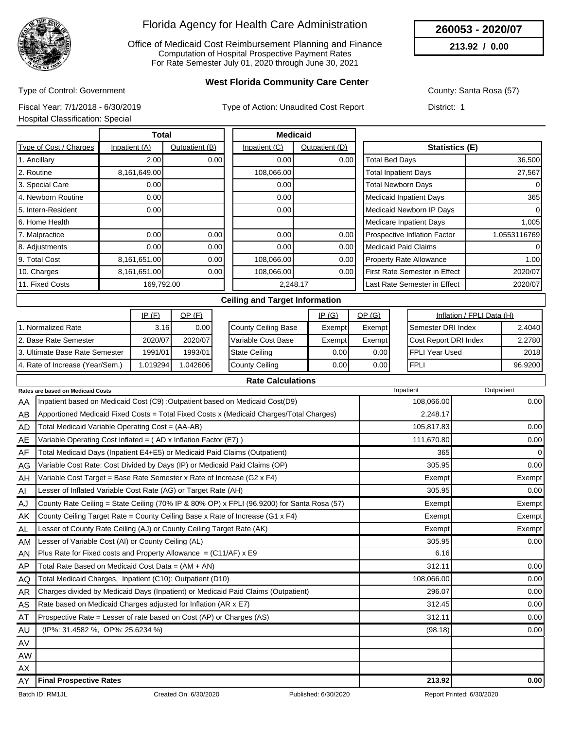# Florida Agency for Health Care Administration

Office of Medicaid Cost Reimbursement Planning and Finance
Computation of Hospital Prospective Payment Rates
For Rate Semester July 01, 2020 through June 30, 2021

**260053 - 2020/07**

**213.92 / 0.00**

## West Florida Community Care Center

Type of Control: Government

County: Santa Rosa (57)

Fiscal Year: 7/1/2018 - 6/30/2019

Type of Action: Unaudited Cost Report

District: 1

Hospital Classification: Special

| Type of Cost / Charges | Total Inpatient (A) | Total Outpatient (B) | Medicaid Inpatient (C) | Medicaid Outpatient (D) |
|---|---|---|---|---|
| 1. Ancillary | 2.00 | 0.00 | 0.00 | 0.00 |
| 2. Routine | 8,161,649.00 | | 108,066.00 | |
| 3. Special Care | 0.00 | | 0.00 | |
| 4. Newborn Routine | 0.00 | | 0.00 | |
| 5. Intern-Resident | 0.00 | | 0.00 | |
| 6. Home Health | | | | |
| 7. Malpractice | 0.00 | 0.00 | 0.00 | 0.00 |
| 8. Adjustments | 0.00 | 0.00 | 0.00 | 0.00 |
| 9. Total Cost | 8,161,651.00 | 0.00 | 108,066.00 | 0.00 |
| 10. Charges | 8,161,651.00 | 0.00 | 108,066.00 | 0.00 |
| 11. Fixed Costs | 169,792.00 | | 2,248.17 | |

| Statistics (E) | |
|---|---|
| Total Bed Days | 36,500 |
| Total Inpatient Days | 27,567 |
| Total Newborn Days | 0 |
| Medicaid Inpatient Days | 365 |
| Medicaid Newborn IP Days | 0 |
| Medicare Inpatient Days | 1,005 |
| Prospective Inflation Factor | 1.0553116769 |
| Medicaid Paid Claims | 0 |
| Property Rate Allowance | 1.00 |
| First Rate Semester in Effect | 2020/07 |
| Last Rate Semester in Effect | 2020/07 |

### Ceiling and Target Information

| | IP (F) | OP (F) |
|---|---|---|
| 1. Normalized Rate | 3.16 | 0.00 |
| 2. Base Rate Semester | 2020/07 | 2020/07 |
| 3. Ultimate Base Rate Semester | 1991/01 | 1993/01 |
| 4. Rate of Increase (Year/Sem.) | 1.019294 | 1.042606 |

| | IP (G) | OP (G) |
|---|---|---|
| County Ceiling Base | Exempt | Exempt |
| Variable Cost Base | Exempt | Exempt |
| State Ceiling | 0.00 | 0.00 |
| County Ceiling | 0.00 | 0.00 |

| Inflation / FPLI Data (H) | |
|---|---|
| Semester DRI Index | 2.4040 |
| Cost Report DRI Index | 2.2780 |
| FPLI Year Used | 2018 |
| FPLI | 96.9200 |

### Rate Calculations

| | Rates are based on Medicaid Costs | Inpatient | Outpatient |
|---|---|---|---|
| AA | Inpatient based on Medicaid Cost (C9) :Outpatient based on Medicaid Cost(D9) | 108,066.00 | 0.00 |
| AB | Apportioned Medicaid Fixed Costs = Total Fixed Costs x (Medicaid Charges/Total Charges) | 2,248.17 | |
| AD | Total Medicaid Variable Operating Cost = (AA-AB) | 105,817.83 | 0.00 |
| AE | Variable Operating Cost Inflated = ( AD x Inflation Factor (E7) ) | 111,670.80 | 0.00 |
| AF | Total Medicaid Days (Inpatient E4+E5) or Medicaid Paid Claims (Outpatient) | 365 | 0 |
| AG | Variable Cost Rate: Cost Divided by Days (IP) or Medicaid Paid Claims (OP) | 305.95 | 0.00 |
| AH | Variable Cost Target = Base Rate Semester x Rate of Increase (G2 x F4) | Exempt | Exempt |
| AI | Lesser of Inflated Variable Cost Rate (AG) or Target Rate (AH) | 305.95 | 0.00 |
| AJ | County Rate Ceiling = State Ceiling (70% IP & 80% OP) x FPLI (96.9200) for Santa Rosa (57) | Exempt | Exempt |
| AK | County Ceiling Target Rate = County Ceiling Base x Rate of Increase (G1 x F4) | Exempt | Exempt |
| AL | Lesser of County Rate Ceiling (AJ) or County Ceiling Target Rate (AK) | Exempt | Exempt |
| AM | Lesser of Variable Cost (AI) or County Ceiling (AL) | 305.95 | 0.00 |
| AN | Plus Rate for Fixed costs and Property Allowance = (C11/AF) x E9 | 6.16 | |
| AP | Total Rate Based on Medicaid Cost Data = (AM + AN) | 312.11 | 0.00 |
| AQ | Total Medicaid Charges, Inpatient (C10): Outpatient (D10) | 108,066.00 | 0.00 |
| AR | Charges divided by Medicaid Days (Inpatient) or Medicaid Paid Claims (Outpatient) | 296.07 | 0.00 |
| AS | Rate based on Medicaid Charges adjusted for Inflation (AR x E7) | 312.45 | 0.00 |
| AT | Prospective Rate = Lesser of rate based on Cost (AP) or Charges (AS) | 312.11 | 0.00 |
| AU | (IP%: 31.4582 %, OP%: 25.6234 %) | (98.18) | 0.00 |
| AV | | | |
| AW | | | |
| AX | | | |
| AY | **Final Prospective Rates** | **213.92** | **0.00** |

Batch ID: RM1JL    Created On: 6/30/2020    Published: 6/30/2020    Report Printed: 6/30/2020